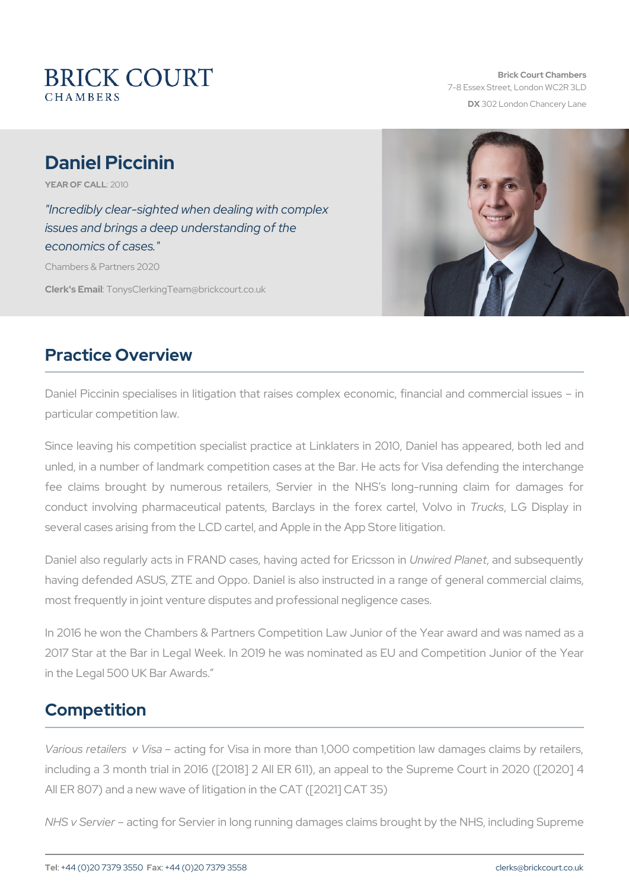# BRICK COURT
CHAMBERS

**Brick Court Chambers**
7-8 Essex Street, London WC2R 3LD
**DX** 302 London Chancery Lane

# Daniel Piccinin

**YEAR OF CALL**: 2010

*"Incredibly clear-sighted when dealing with complex issues and brings a deep understanding of the economics of cases."*

Chambers & Partners 2020

**Clerk's Email**: TonysClerkingTeam@brickcourt.co.uk

## Practice Overview

Daniel Piccinin specialises in litigation that raises complex economic, financial and commercial issues – in particular competition law.

Since leaving his competition specialist practice at Linklaters in 2010, Daniel has appeared, both led and unled, in a number of landmark competition cases at the Bar. He acts for Visa defending the interchange fee claims brought by numerous retailers, Servier in the NHS's long-running claim for damages for conduct involving pharmaceutical patents, Barclays in the forex cartel, Volvo in *Trucks*, LG Display in several cases arising from the LCD cartel, and Apple in the App Store litigation.

Daniel also regularly acts in FRAND cases, having acted for Ericsson in *Unwired Planet*, and subsequently having defended ASUS, ZTE and Oppo. Daniel is also instructed in a range of general commercial claims, most frequently in joint venture disputes and professional negligence cases.

In 2016 he won the Chambers & Partners Competition Law Junior of the Year award and was named as a 2017 Star at the Bar in Legal Week. In 2019 he was nominated as EU and Competition Junior of the Year in the Legal 500 UK Bar Awards."

## Competition

*Various retailers v Visa* – acting for Visa in more than 1,000 competition law damages claims by retailers, including a 3 month trial in 2016 ([2018] 2 All ER 611), an appeal to the Supreme Court in 2020 ([2020] 4 All ER 807) and a new wave of litigation in the CAT ([2021] CAT 35)

*NHS v Servier* – acting for Servier in long running damages claims brought by the NHS, including Supreme

**Tel**: +44 (0)20 7379 3550 **Fax**: +44 (0)20 7379 3558 clerks@brickcourt.co.uk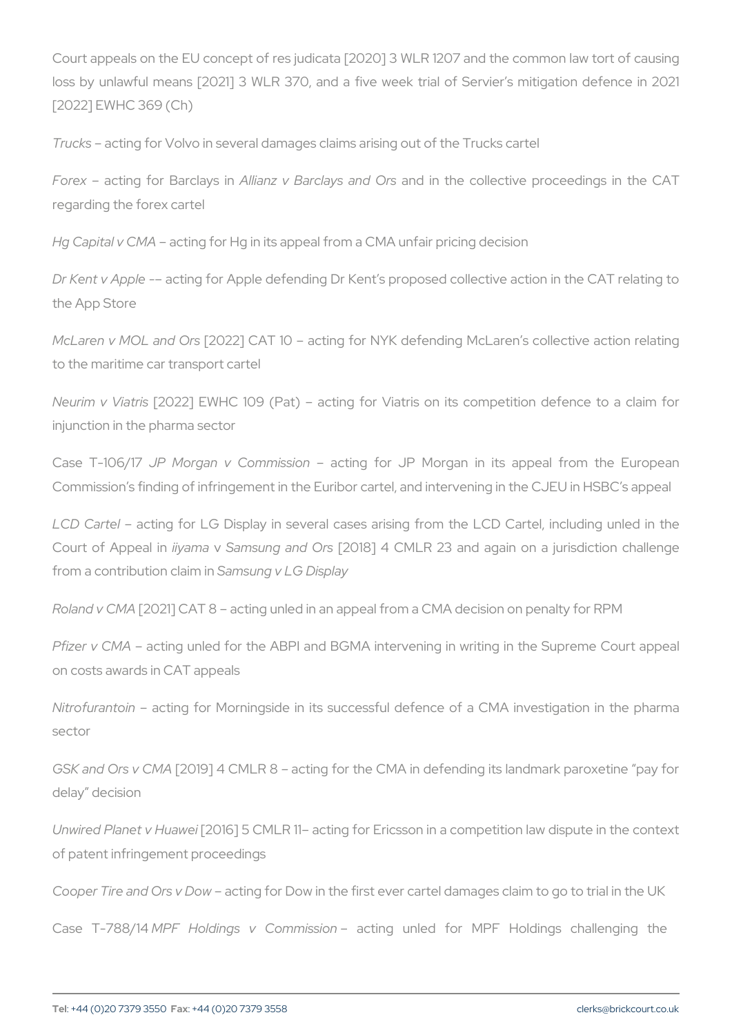Court appeals on the EU concept of res judicata [2020] 3 WLR 1207 and the common law tort of causing loss by unlawful means [2021] 3 WLR 370, and a five week trial of Servier's mitigation defence in 2021 [2022] EWHC 369 (Ch)

*Trucks* – acting for Volvo in several damages claims arising out of the Trucks cartel

*Forex* – acting for Barclays in *Allianz v Barclays and Ors* and in the collective proceedings in the CAT regarding the forex cartel

*Hg Capital v CMA* – acting for Hg in its appeal from a CMA unfair pricing decision

*Dr Kent v Apple* -– acting for Apple defending Dr Kent's proposed collective action in the CAT relating to the App Store

*McLaren v MOL and Ors* [2022] CAT 10 – acting for NYK defending McLaren's collective action relating to the maritime car transport cartel

*Neurim v Viatris* [2022] EWHC 109 (Pat) – acting for Viatris on its competition defence to a claim for injunction in the pharma sector

Case T-106/17 *JP Morgan v Commission* – acting for JP Morgan in its appeal from the European Commission's finding of infringement in the Euribor cartel, and intervening in the CJEU in HSBC's appeal

*LCD Cartel* – acting for LG Display in several cases arising from the LCD Cartel, including unled in the Court of Appeal in *iiyama v Samsung and Ors* [2018] 4 CMLR 23 and again on a jurisdiction challenge from a contribution claim in *Samsung v LG Display*

*Roland v CMA* [2021] CAT 8 – acting unled in an appeal from a CMA decision on penalty for RPM

*Pfizer v CMA* – acting unled for the ABPI and BGMA intervening in writing in the Supreme Court appeal on costs awards in CAT appeals

*Nitrofurantoin* – acting for Morningside in its successful defence of a CMA investigation in the pharma sector

*GSK and Ors v CMA* [2019] 4 CMLR 8 – acting for the CMA in defending its landmark paroxetine "pay for delay" decision

*Unwired Planet v Huawei* [2016] 5 CMLR 11– acting for Ericsson in a competition law dispute in the context of patent infringement proceedings

*Cooper Tire and Ors v Dow* – acting for Dow in the first ever cartel damages claim to go to trial in the UK

Case T-788/14 *MPF Holdings v Commission* – acting unled for MPF Holdings challenging the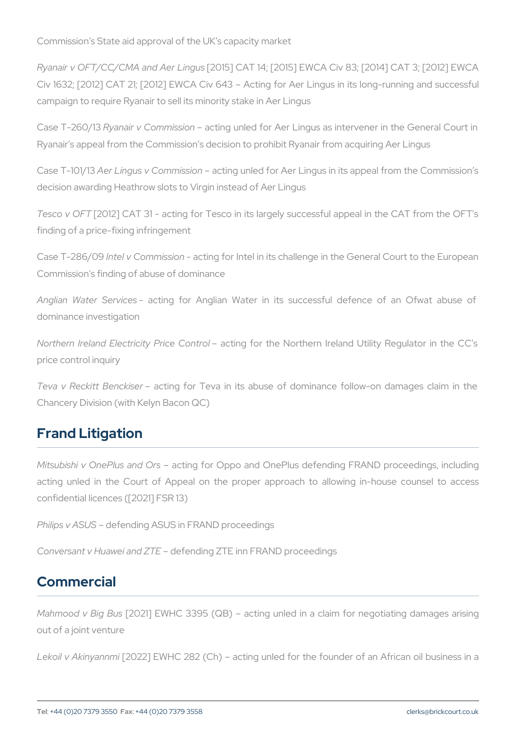Commission's State aid approval of the UK's capacity market

*Ryanair v OFT/CC/CMA and Aer Lingus* [2015] CAT 14; [2015] EWCA Civ 83; [2014] CAT 3; [2012] EWCA Civ 1632; [2012] CAT 21; [2012] EWCA Civ 643 – Acting for Aer Lingus in its long-running and successful campaign to require Ryanair to sell its minority stake in Aer Lingus

Case T-260/13 *Ryanair v Commission* – acting unled for Aer Lingus as intervener in the General Court in Ryanair's appeal from the Commission's decision to prohibit Ryanair from acquiring Aer Lingus

Case T-101/13 *Aer Lingus v Commission* – acting unled for Aer Lingus in its appeal from the Commission's decision awarding Heathrow slots to Virgin instead of Aer Lingus

*Tesco v OFT* [2012] CAT 31 - acting for Tesco in its largely successful appeal in the CAT from the OFT's finding of a price-fixing infringement

Case T-286/09 *Intel v Commission* - acting for Intel in its challenge in the General Court to the European Commission's finding of abuse of dominance

*Anglian Water Services* - acting for Anglian Water in its successful defence of an Ofwat abuse of dominance investigation

*Northern Ireland Electricity Price Control* – acting for the Northern Ireland Utility Regulator in the CC's price control inquiry

*Teva v Reckitt Benckiser* – acting for Teva in its abuse of dominance follow-on damages claim in the Chancery Division (with Kelyn Bacon QC)

## Frand Litigation

*Mitsubishi v OnePlus and Ors* – acting for Oppo and OnePlus defending FRAND proceedings, including acting unled in the Court of Appeal on the proper approach to allowing in-house counsel to access confidential licences ([2021] FSR 13)

*Philips v ASUS* – defending ASUS in FRAND proceedings

*Conversant v Huawei and ZTE* – defending ZTE inn FRAND proceedings

## Commercial

*Mahmood v Big Bus* [2021] EWHC 3395 (QB) – acting unled in a claim for negotiating damages arising out of a joint venture

*Lekoil v Akinyannmi* [2022] EWHC 282 (Ch) – acting unled for the founder of an African oil business in a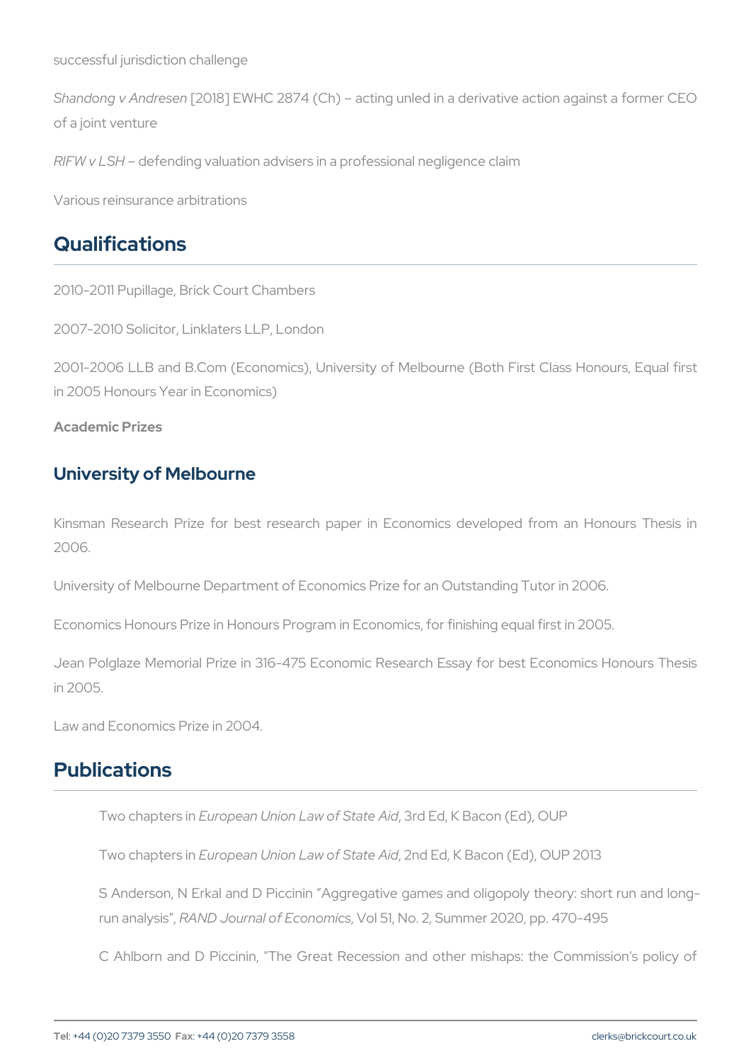successful jurisdiction challenge

*Shandong v Andresen* [2018] EWHC 2874 (Ch) – acting unled in a derivative action against a former CEO of a joint venture

*RIFW v LSH* – defending valuation advisers in a professional negligence claim

Various reinsurance arbitrations

## Qualifications

2010-2011 Pupillage, Brick Court Chambers

2007-2010 Solicitor, Linklaters LLP, London

2001-2006 LLB and B.Com (Economics), University of Melbourne (Both First Class Honours, Equal first in 2005 Honours Year in Economics)

**Academic Prizes**

### University of Melbourne

Kinsman Research Prize for best research paper in Economics developed from an Honours Thesis in 2006.

University of Melbourne Department of Economics Prize for an Outstanding Tutor in 2006.

Economics Honours Prize in Honours Program in Economics, for finishing equal first in 2005.

Jean Polglaze Memorial Prize in 316-475 Economic Research Essay for best Economics Honours Thesis in 2005.

Law and Economics Prize in 2004.

## Publications

- Two chapters in *European Union Law of State Aid*, 3rd Ed, K Bacon (Ed), OUP
- Two chapters in *European Union Law of State Aid*, 2nd Ed, K Bacon (Ed), OUP 2013
- S Anderson, N Erkal and D Piccinin "Aggregative games and oligopoly theory: short run and long-run analysis", *RAND Journal of Economics*, Vol 51, No. 2, Summer 2020, pp. 470-495
- C Ahlborn and D Piccinin, "The Great Recession and other mishaps: the Commission's policy of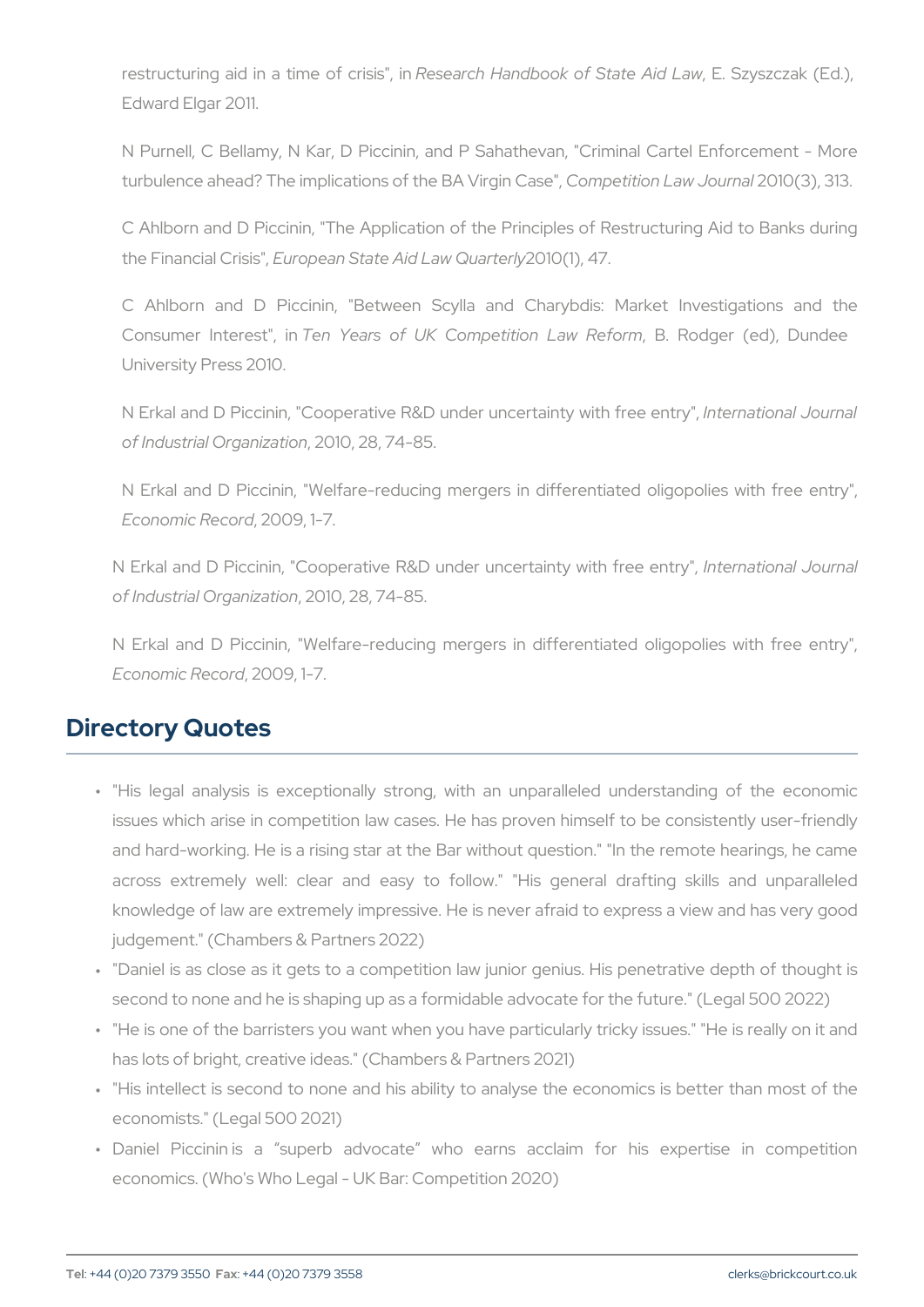restructuring aid in a time of crisis", in *Research Handbook of State Aid Law*, E. Szyszczak (Ed.), Edward Elgar 2011.

N Purnell, C Bellamy, N Kar, D Piccinin, and P Sahathevan, "Criminal Cartel Enforcement - More turbulence ahead? The implications of the BA Virgin Case", *Competition Law Journal* 2010(3), 313.

C Ahlborn and D Piccinin, "The Application of the Principles of Restructuring Aid to Banks during the Financial Crisis", *European State Aid Law Quarterly* 2010(1), 47.

C Ahlborn and D Piccinin, "Between Scylla and Charybdis: Market Investigations and the Consumer Interest", in *Ten Years of UK Competition Law Reform*, B. Rodger (ed), Dundee University Press 2010.

N Erkal and D Piccinin, "Cooperative R&D under uncertainty with free entry", *International Journal of Industrial Organization*, 2010, 28, 74-85.

N Erkal and D Piccinin, "Welfare-reducing mergers in differentiated oligopolies with free entry", *Economic Record*, 2009, 1-7.

N Erkal and D Piccinin, "Cooperative R&D under uncertainty with free entry", *International Journal of Industrial Organization*, 2010, 28, 74-85.

N Erkal and D Piccinin, "Welfare-reducing mergers in differentiated oligopolies with free entry", *Economic Record*, 2009, 1-7.

## Directory Quotes

- "His legal analysis is exceptionally strong, with an unparalleled understanding of the economic issues which arise in competition law cases. He has proven himself to be consistently user-friendly and hard-working. He is a rising star at the Bar without question." "In the remote hearings, he came across extremely well: clear and easy to follow." "His general drafting skills and unparalleled knowledge of law are extremely impressive. He is never afraid to express a view and has very good judgement." (Chambers & Partners 2022)
- "Daniel is as close as it gets to a competition law junior genius. His penetrative depth of thought is second to none and he is shaping up as a formidable advocate for the future." (Legal 500 2022)
- "He is one of the barristers you want when you have particularly tricky issues." "He is really on it and has lots of bright, creative ideas." (Chambers & Partners 2021)
- "His intellect is second to none and his ability to analyse the economics is better than most of the economists." (Legal 500 2021)
- Daniel Piccinin is a “superb advocate” who earns acclaim for his expertise in competition economics. (Who's Who Legal - UK Bar: Competition 2020)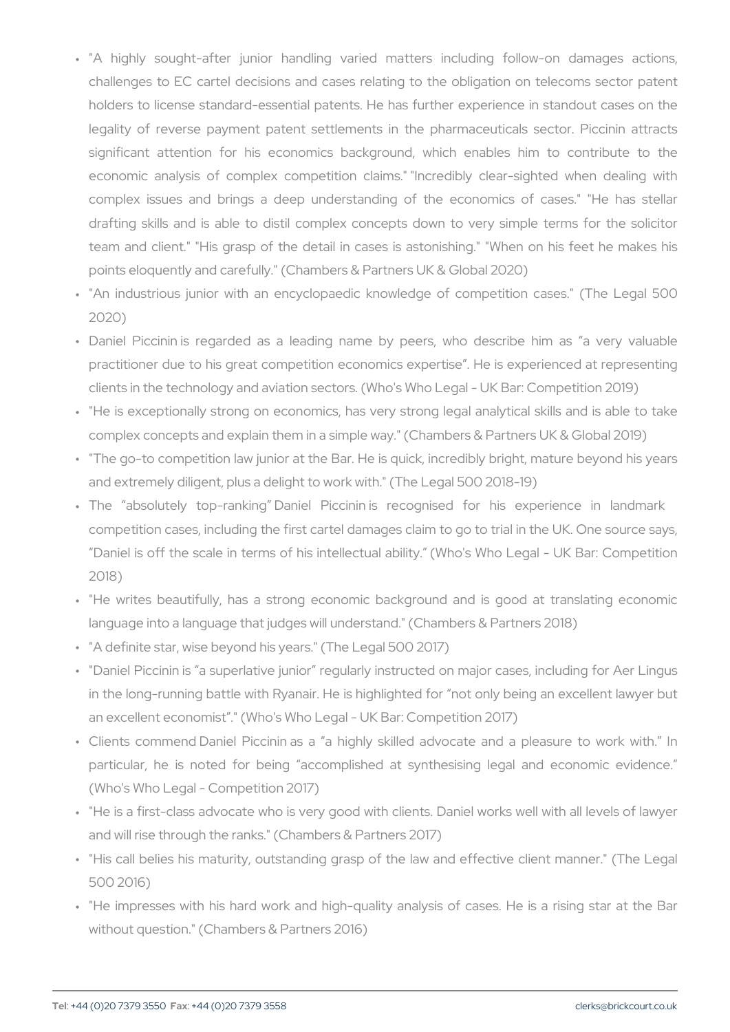- "A highly sought-after junior handling varied matters including follow-on damages actions, challenges to EC cartel decisions and cases relating to the obligation on telecoms sector patent holders to license standard-essential patents. He has further experience in standout cases on the legality of reverse payment patent settlements in the pharmaceuticals sector. Piccinin attracts significant attention for his economics background, which enables him to contribute to the economic analysis of complex competition claims." "Incredibly clear-sighted when dealing with complex issues and brings a deep understanding of the economics of cases." "He has stellar drafting skills and is able to distil complex concepts down to very simple terms for the solicitor team and client." "His grasp of the detail in cases is astonishing." "When on his feet he makes his points eloquently and carefully." (Chambers & Partners UK & Global 2020)
- "An industrious junior with an encyclopaedic knowledge of competition cases." (The Legal 500 2020)
- Daniel Piccinin is regarded as a leading name by peers, who describe him as "a very valuable practitioner due to his great competition economics expertise". He is experienced at representing clients in the technology and aviation sectors. (Who's Who Legal - UK Bar: Competition 2019)
- "He is exceptionally strong on economics, has very strong legal analytical skills and is able to take complex concepts and explain them in a simple way." (Chambers & Partners UK & Global 2019)
- "The go-to competition law junior at the Bar. He is quick, incredibly bright, mature beyond his years and extremely diligent, plus a delight to work with." (The Legal 500 2018-19)
- The "absolutely top-ranking" Daniel Piccinin is recognised for his experience in landmark competition cases, including the first cartel damages claim to go to trial in the UK. One source says, "Daniel is off the scale in terms of his intellectual ability." (Who's Who Legal - UK Bar: Competition 2018)
- "He writes beautifully, has a strong economic background and is good at translating economic language into a language that judges will understand." (Chambers & Partners 2018)
- "A definite star, wise beyond his years." (The Legal 500 2017)
- "Daniel Piccinin is "a superlative junior" regularly instructed on major cases, including for Aer Lingus in the long-running battle with Ryanair. He is highlighted for "not only being an excellent lawyer but an excellent economist"." (Who's Who Legal - UK Bar: Competition 2017)
- Clients commend Daniel Piccinin as a "a highly skilled advocate and a pleasure to work with." In particular, he is noted for being "accomplished at synthesising legal and economic evidence." (Who's Who Legal - Competition 2017)
- "He is a first-class advocate who is very good with clients. Daniel works well with all levels of lawyer and will rise through the ranks." (Chambers & Partners 2017)
- "His call belies his maturity, outstanding grasp of the law and effective client manner." (The Legal 500 2016)
- "He impresses with his hard work and high-quality analysis of cases. He is a rising star at the Bar without question." (Chambers & Partners 2016)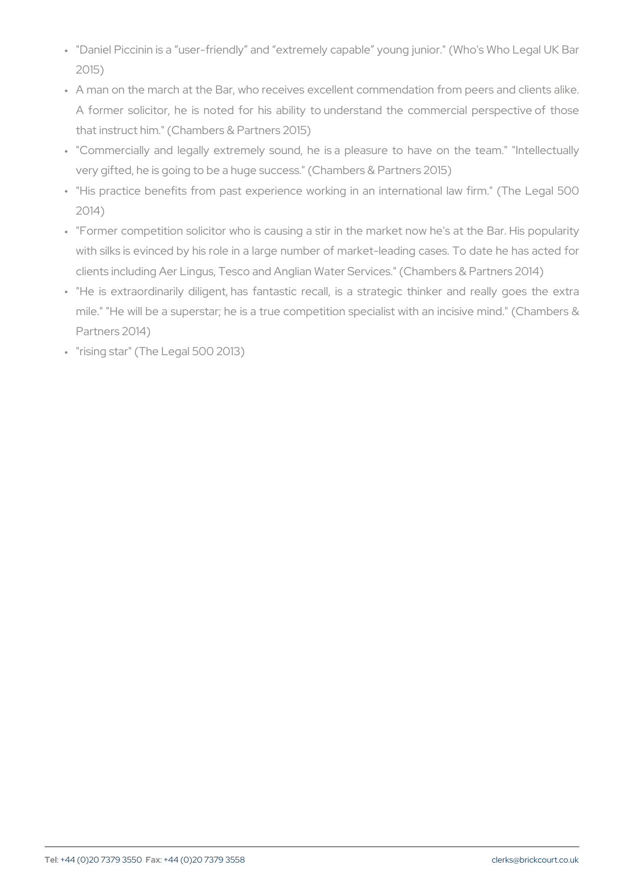- "Daniel Piccinin is a “user-friendly” and “extremely capable” young junior." (Who's Who Legal UK Bar 2015)
- A man on the march at the Bar, who receives excellent commendation from peers and clients alike. A former solicitor, he is noted for his ability to understand the commercial perspective of those that instruct him." (Chambers & Partners 2015)
- "Commercially and legally extremely sound, he is a pleasure to have on the team." "Intellectually very gifted, he is going to be a huge success." (Chambers & Partners 2015)
- "His practice benefits from past experience working in an international law firm." (The Legal 500 2014)
- "Former competition solicitor who is causing a stir in the market now he's at the Bar. His popularity with silks is evinced by his role in a large number of market-leading cases. To date he has acted for clients including Aer Lingus, Tesco and Anglian Water Services." (Chambers & Partners 2014)
- "He is extraordinarily diligent, has fantastic recall, is a strategic thinker and really goes the extra mile." "He will be a superstar; he is a true competition specialist with an incisive mind." (Chambers & Partners 2014)
- "rising star" (The Legal 500 2013)